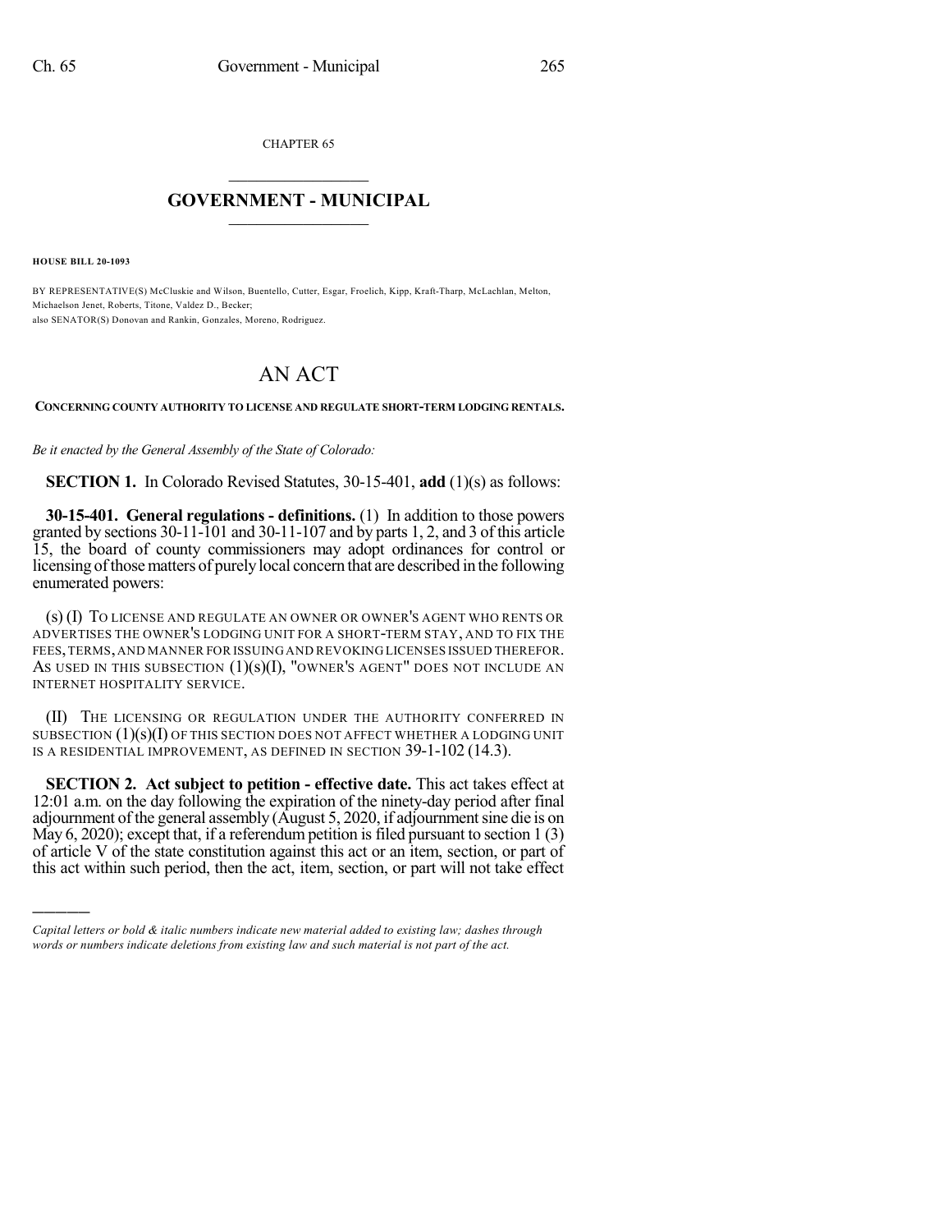CHAPTER 65

# GOVERNMENT - MUNICIPAL

**HOUSE BILL 20-1093**

BY REPRESENTATIVE(S) McCluskie and Wilson, Buentello, Cutter, Esgar, Froelich, Kipp, Kraft-Tharp, McLachlan, Melton, Michaelson Jenet, Roberts, Titone, Valdez D., Becker;
also SENATOR(S) Donovan and Rankin, Gonzales, Moreno, Rodriguez.

# AN ACT

**CONCERNING COUNTY AUTHORITY TO LICENSE AND REGULATE SHORT-TERM LODGING RENTALS.**

*Be it enacted by the General Assembly of the State of Colorado:*

**SECTION 1.** In Colorado Revised Statutes, 30-15-401, **add** (1)(s) as follows:

**30-15-401. General regulations - definitions.** (1) In addition to those powers granted by sections 30-11-101 and 30-11-107 and by parts 1, 2, and 3 of this article 15, the board of county commissioners may adopt ordinances for control or licensing of those matters of purely local concern that are described in the following enumerated powers:

(s) (I) TO LICENSE AND REGULATE AN OWNER OR OWNER'S AGENT WHO RENTS OR ADVERTISES THE OWNER'S LODGING UNIT FOR A SHORT-TERM STAY, AND TO FIX THE FEES, TERMS, AND MANNER FOR ISSUING AND REVOKING LICENSES ISSUED THEREFOR. AS USED IN THIS SUBSECTION (1)(s)(I), "OWNER'S AGENT" DOES NOT INCLUDE AN INTERNET HOSPITALITY SERVICE.

(II) THE LICENSING OR REGULATION UNDER THE AUTHORITY CONFERRED IN SUBSECTION (1)(s)(I) OF THIS SECTION DOES NOT AFFECT WHETHER A LODGING UNIT IS A RESIDENTIAL IMPROVEMENT, AS DEFINED IN SECTION 39-1-102 (14.3).

**SECTION 2. Act subject to petition - effective date.** This act takes effect at 12:01 a.m. on the day following the expiration of the ninety-day period after final adjournment of the general assembly (August 5, 2020, if adjournment sine die is on May 6, 2020); except that, if a referendum petition is filed pursuant to section 1 (3) of article V of the state constitution against this act or an item, section, or part of this act within such period, then the act, item, section, or part will not take effect

---

*Capital letters or bold & italic numbers indicate new material added to existing law; dashes through words or numbers indicate deletions from existing law and such material is not part of the act.*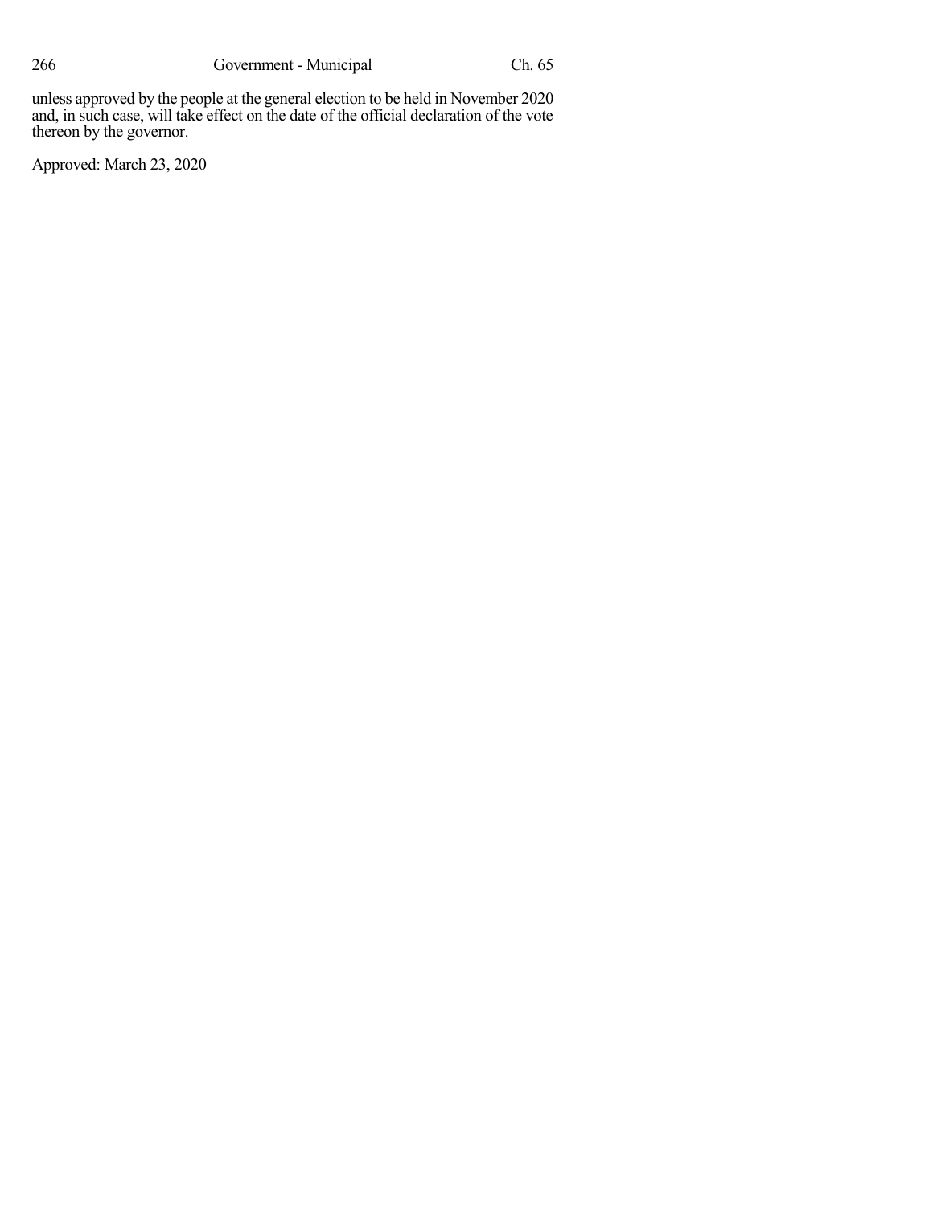unless approved by the people at the general election to be held in November 2020 and, in such case, will take effect on the date of the official declaration of the vote thereon by the governor.

Approved: March 23, 2020